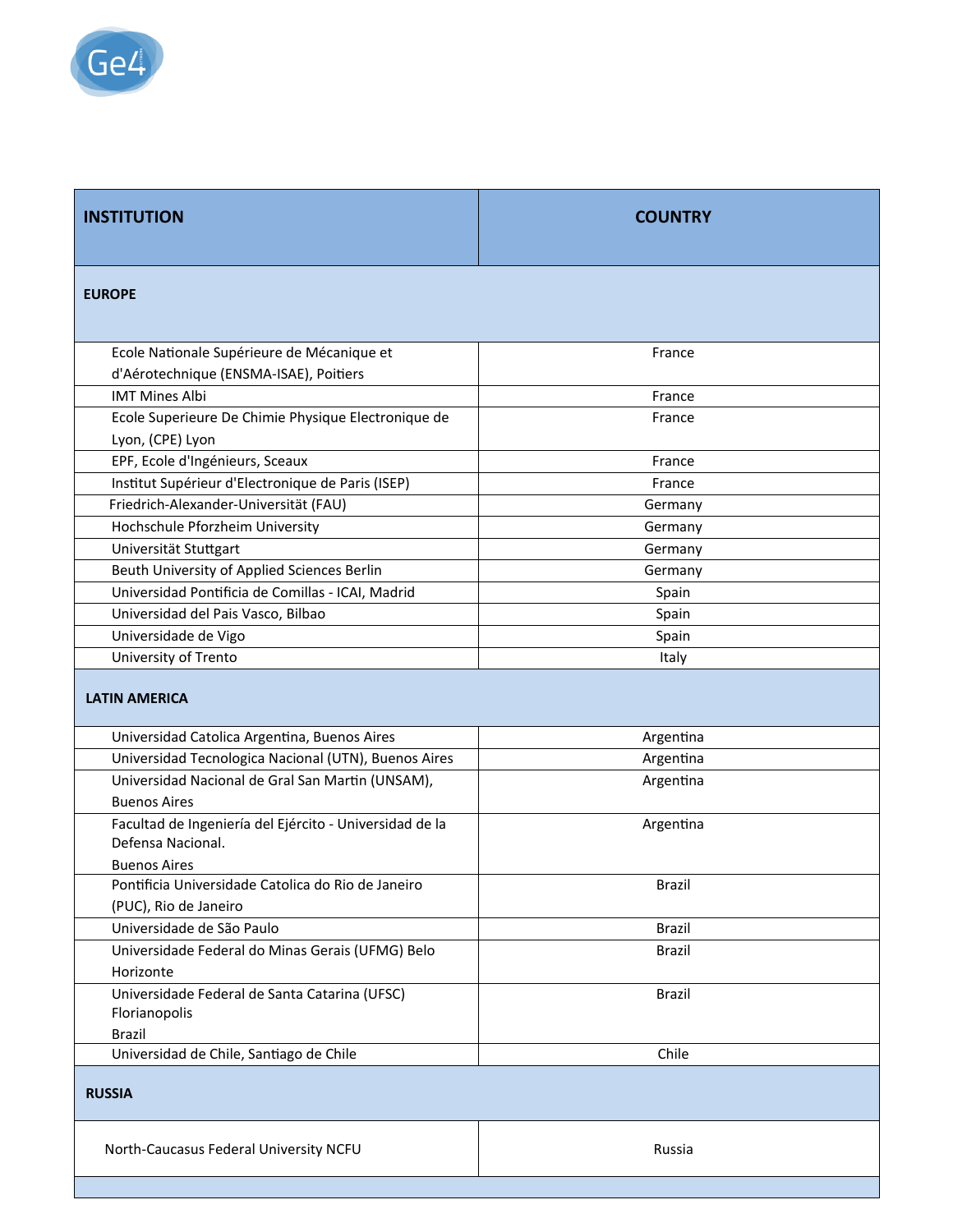| INSTITUTION | COUNTRY |
|---|---|
| **EUROPE** | |
| Ecole Nationale Supérieure de Mécanique et d'Aérotechnique (ENSMA-ISAE), Poitiers | France |
| IMT Mines Albi | France |
| Ecole Superieure De Chimie Physique Electronique de Lyon, (CPE) Lyon | France |
| EPF, Ecole d'Ingénieurs, Sceaux | France |
| Institut Supérieur d'Electronique de Paris (ISEP) | France |
| Friedrich-Alexander-Universität (FAU) | Germany |
| Hochschule Pforzheim University | Germany |
| Universität Stuttgart | Germany |
| Beuth University of Applied Sciences Berlin | Germany |
| Universidad Pontificia de Comillas - ICAI, Madrid | Spain |
| Universidad del Pais Vasco, Bilbao | Spain |
| Universidade de Vigo | Spain |
| University of Trento | Italy |
| **LATIN AMERICA** | |
| Universidad Catolica Argentina, Buenos Aires | Argentina |
| Universidad Tecnologica Nacional (UTN), Buenos Aires | Argentina |
| Universidad Nacional de Gral San Martin (UNSAM), Buenos Aires | Argentina |
| Facultad de Ingeniería del Ejército - Universidad de la Defensa Nacional. Buenos Aires | Argentina |
| Pontificia Universidade Catolica do Rio de Janeiro (PUC), Rio de Janeiro | Brazil |
| Universidade de São Paulo | Brazil |
| Universidade Federal do Minas Gerais (UFMG) Belo Horizonte | Brazil |
| Universidade Federal de Santa Catarina (UFSC) Florianopolis Brazil | Brazil |
| Universidad de Chile, Santiago de Chile | Chile |
| **RUSSIA** | |
| North-Caucasus Federal University NCFU | Russia |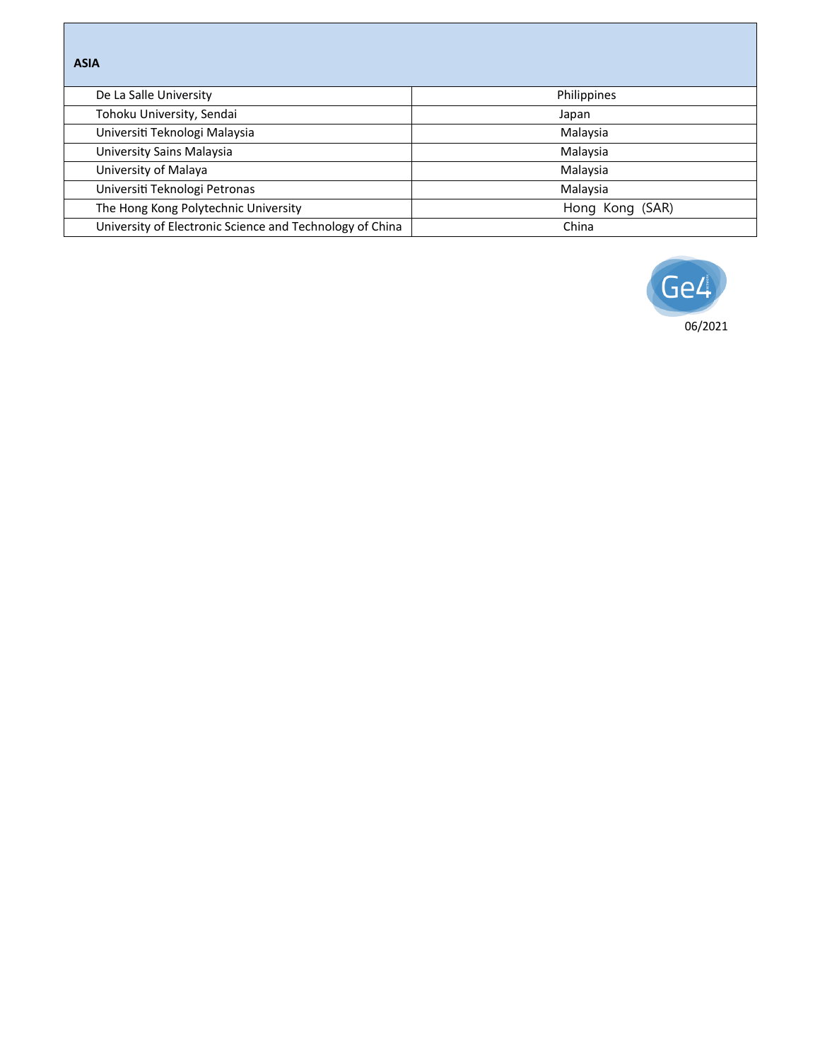| ASIA | |
|---|---|
| De La Salle University | Philippines |
| Tohoku University, Sendai | Japan |
| Universiti Teknologi Malaysia | Malaysia |
| University Sains Malaysia | Malaysia |
| University of Malaya | Malaysia |
| Universiti Teknologi Petronas | Malaysia |
| The Hong Kong Polytechnic University | Hong Kong (SAR) |
| University of Electronic Science and Technology of China | China |

Ge4

06/2021